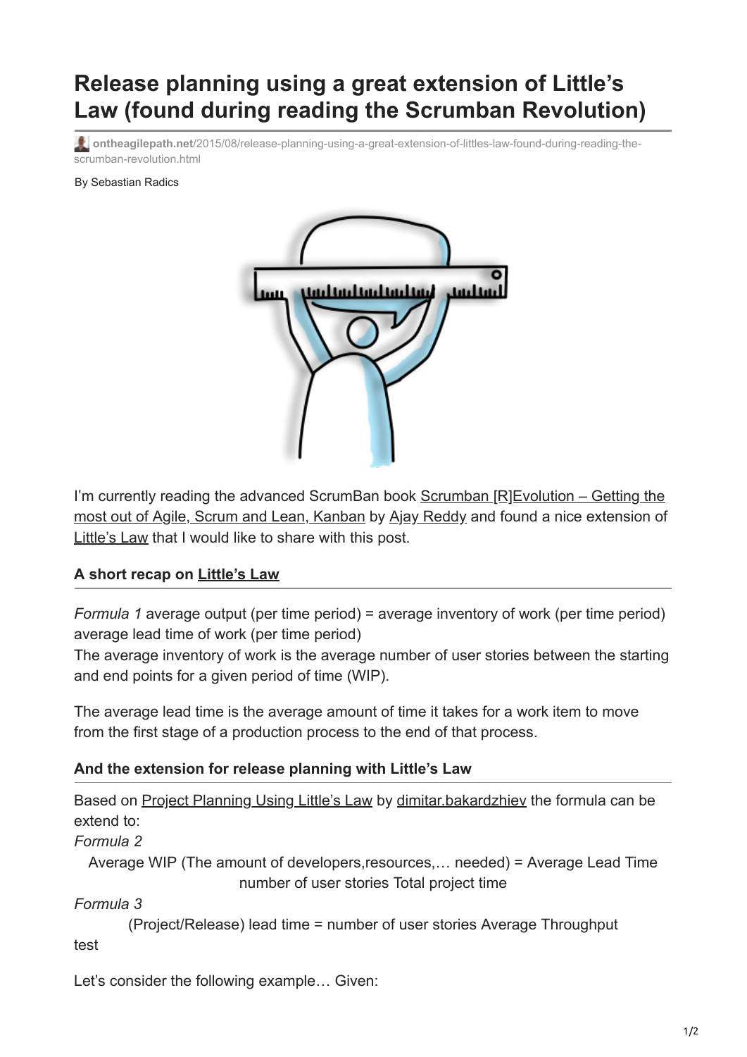# Release planning using a great extension of Little's Law (found during reading the Scrumban Revolution)

ontheagilepath.net/2015/08/release-planning-using-a-great-extension-of-littles-law-found-during-reading-the-scrumban-revolution.html

By Sebastian Radics

I'm currently reading the advanced ScrumBan book Scrumban [R]Evolution – Getting the most out of Agile, Scrum and Lean, Kanban by Ajay Reddy and found a nice extension of Little's Law that I would like to share with this post.

### A short recap on Little's Law

*Formula 1* average output (per time period) = average inventory of work (per time period) average lead time of work (per time period)

The average inventory of work is the average number of user stories between the starting and end points for a given period of time (WIP).

The average lead time is the average amount of time it takes for a work item to move from the first stage of a production process to the end of that process.

### And the extension for release planning with Little's Law

Based on Project Planning Using Little's Law by dimitar.bakardzhiev the formula can be extend to:

*Formula 2*

Average WIP (The amount of developers,resources,… needed) = Average Lead Time number of user stories Total project time

*Formula 3*

(Project/Release) lead time = number of user stories Average Throughput

test

Let's consider the following example… Given: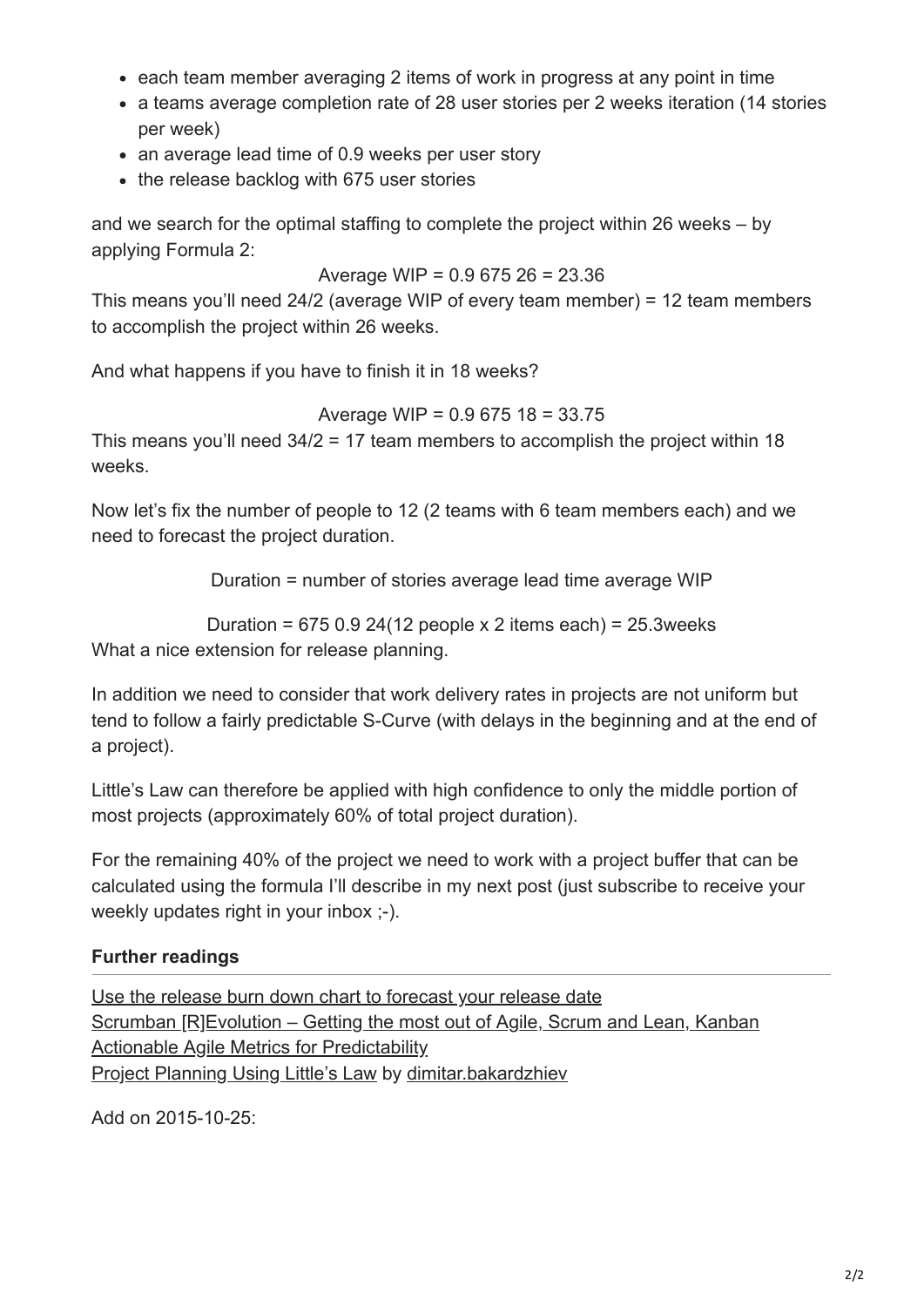- each team member averaging 2 items of work in progress at any point in time
- a teams average completion rate of 28 user stories per 2 weeks iteration (14 stories per week)
- an average lead time of 0.9 weeks per user story
- the release backlog with 675 user stories

and we search for the optimal staffing to complete the project within 26 weeks – by applying Formula 2:

Average WIP = 0.9 675 26 = 23.36

This means you'll need 24/2 (average WIP of every team member) = 12 team members to accomplish the project within 26 weeks.

And what happens if you have to finish it in 18 weeks?

Average WIP = 0.9 675 18 = 33.75

This means you'll need 34/2 = 17 team members to accomplish the project within 18 weeks.

Now let's fix the number of people to 12 (2 teams with 6 team members each) and we need to forecast the project duration.

Duration = number of stories average lead time average WIP

Duration = 675 0.9 24(12 people x 2 items each) = 25.3weeks

What a nice extension for release planning.

In addition we need to consider that work delivery rates in projects are not uniform but tend to follow a fairly predictable S-Curve (with delays in the beginning and at the end of a project).

Little's Law can therefore be applied with high confidence to only the middle portion of most projects (approximately 60% of total project duration).

For the remaining 40% of the project we need to work with a project buffer that can be calculated using the formula I'll describe in my next post (just subscribe to receive your weekly updates right in your inbox ;-).

**Further readings**

Use the release burn down chart to forecast your release date
Scrumban [R]Evolution – Getting the most out of Agile, Scrum and Lean, Kanban
Actionable Agile Metrics for Predictability
Project Planning Using Little's Law by dimitar.bakardzhiev

Add on 2015-10-25: